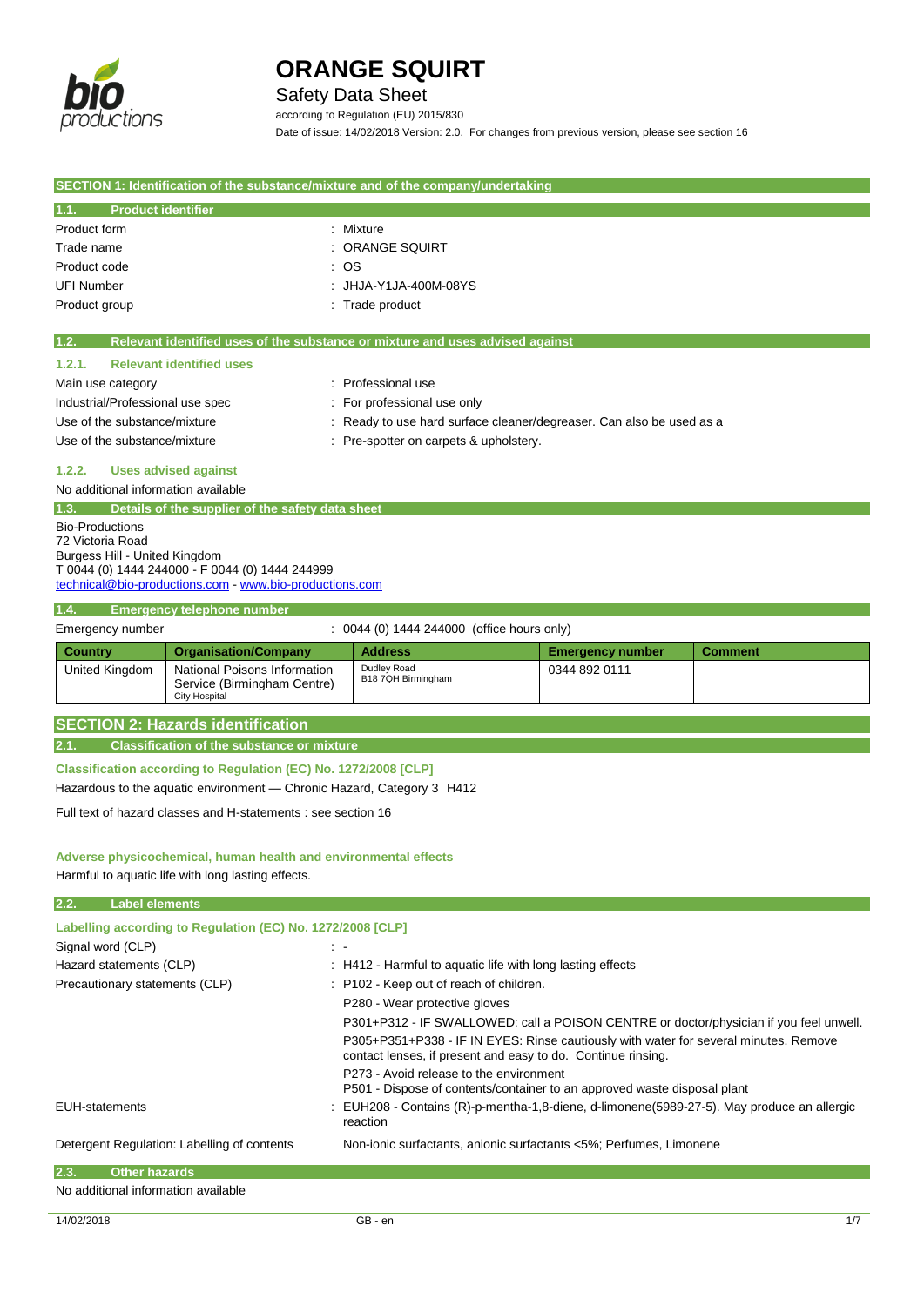# ORANGE SQUIRT

Safety Data Sheet

according to Regulation (EU) 2015/830

Date of issue: 14/02/2018 Version: 2.0. For changes from previous version, please see section 16

## SECTION 1: Identification of the substance/mixture and of the company/undertaking

### 1.1. Product identifier

| | |
|---|---|
| Product form | : Mixture |
| Trade name | : ORANGE SQUIRT |
| Product code | : OS |
| UFI Number | : JHJA-Y1JA-400M-08YS |
| Product group | : Trade product |

### 1.2. Relevant identified uses of the substance or mixture and uses advised against

#### 1.2.1. Relevant identified uses

| | |
|---|---|
| Main use category | : Professional use |
| Industrial/Professional use spec | : For professional use only |
| Use of the substance/mixture | : Ready to use hard surface cleaner/degreaser. Can also be used as a |
| Use of the substance/mixture | : Pre-spotter on carpets & upholstery. |

#### 1.2.2. Uses advised against

No additional information available

### 1.3. Details of the supplier of the safety data sheet

Bio-Productions
72 Victoria Road
Burgess Hill - United Kingdom
T 0044 (0) 1444 244000 - F 0044 (0) 1444 244999
technical@bio-productions.com - www.bio-productions.com

### 1.4. Emergency telephone number

Emergency number : 0044 (0) 1444 244000 (office hours only)

| Country | Organisation/Company | Address | Emergency number | Comment |
|---|---|---|---|---|
| United Kingdom | National Poisons Information Service (Birmingham Centre) City Hospital | Dudley Road B18 7QH Birmingham | 0344 892 0111 | |

## SECTION 2: Hazards identification

### 2.1. Classification of the substance or mixture

**Classification according to Regulation (EC) No. 1272/2008 [CLP]**

Hazardous to the aquatic environment — Chronic Hazard, Category 3 H412

Full text of hazard classes and H-statements : see section 16

**Adverse physicochemical, human health and environmental effects**

Harmful to aquatic life with long lasting effects.

### 2.2. Label elements

**Labelling according to Regulation (EC) No. 1272/2008 [CLP]**

| | |
|---|---|
| Signal word (CLP) | : - |
| Hazard statements (CLP) | : H412 - Harmful to aquatic life with long lasting effects |
| Precautionary statements (CLP) | : P102 - Keep out of reach of children. |
| | P280 - Wear protective gloves |
| | P301+P312 - IF SWALLOWED: call a POISON CENTRE or doctor/physician if you feel unwell. |
| | P305+P351+P338 - IF IN EYES: Rinse cautiously with water for several minutes. Remove contact lenses, if present and easy to do. Continue rinsing. |
| | P273 - Avoid release to the environment<br>P501 - Dispose of contents/container to an approved waste disposal plant |
| EUH-statements | : EUH208 - Contains (R)-p-mentha-1,8-diene, d-limonene(5989-27-5). May produce an allergic reaction |
| Detergent Regulation: Labelling of contents | Non-ionic surfactants, anionic surfactants <5%; Perfumes, Limonene |

### 2.3. Other hazards

No additional information available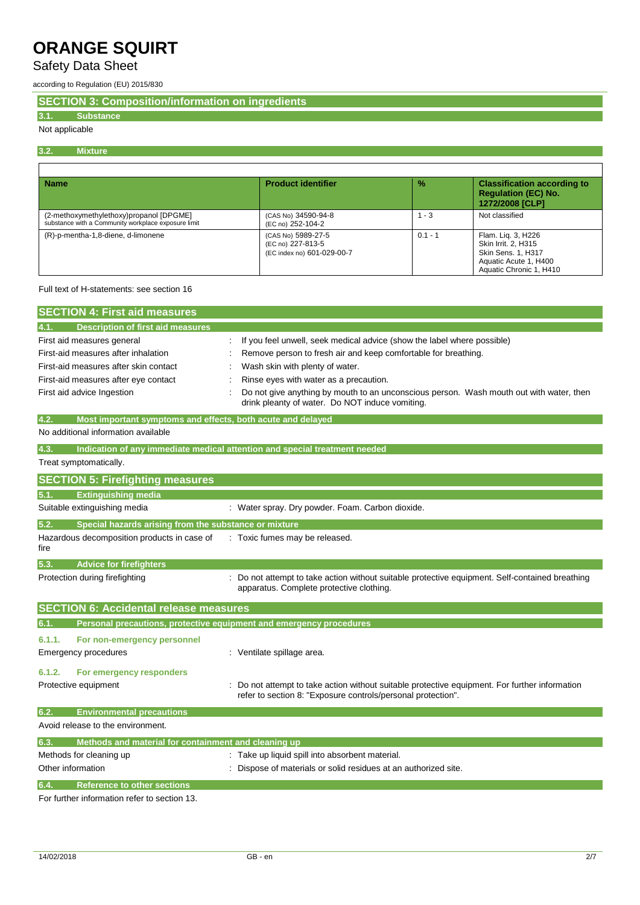## SECTION 3: Composition/information on ingredients

### 3.1. Substance

Not applicable

### 3.2. Mixture

| Name | Product identifier | % | Classification according to Regulation (EC) No. 1272/2008 [CLP] |
|---|---|---|---|
| (2-methoxymethylethoxy)propanol [DPGME] substance with a Community workplace exposure limit | (CAS No) 34590-94-8 (EC no) 252-104-2 | 1 - 3 | Not classified |
| (R)-p-mentha-1,8-diene, d-limonene | (CAS No) 5989-27-5 (EC no) 227-813-5 (EC index no) 601-029-00-7 | 0.1 - 1 | Flam. Liq. 3, H226 Skin Irrit. 2, H315 Skin Sens. 1, H317 Aquatic Acute 1, H400 Aquatic Chronic 1, H410 |

Full text of H-statements: see section 16

## SECTION 4: First aid measures

### 4.1. Description of first aid measures

First aid measures general : If you feel unwell, seek medical advice (show the label where possible)

First-aid measures after inhalation : Remove person to fresh air and keep comfortable for breathing.

First-aid measures after skin contact : Wash skin with plenty of water.

First-aid measures after eye contact : Rinse eyes with water as a precaution.

First aid advice Ingestion : Do not give anything by mouth to an unconscious person. Wash mouth out with water, then drink pleanty of water. Do NOT induce vomiting.

### 4.2. Most important symptoms and effects, both acute and delayed

No additional information available

### 4.3. Indication of any immediate medical attention and special treatment needed

Treat symptomatically.

## SECTION 5: Firefighting measures

### 5.1. Extinguishing media

Suitable extinguishing media : Water spray. Dry powder. Foam. Carbon dioxide.

### 5.2. Special hazards arising from the substance or mixture

Hazardous decomposition products in case of fire : Toxic fumes may be released.

### 5.3. Advice for firefighters

Protection during firefighting : Do not attempt to take action without suitable protective equipment. Self-contained breathing apparatus. Complete protective clothing.

## SECTION 6: Accidental release measures

### 6.1. Personal precautions, protective equipment and emergency procedures

#### 6.1.1. For non-emergency personnel

Emergency procedures : Ventilate spillage area.

#### 6.1.2. For emergency responders

Protective equipment : Do not attempt to take action without suitable protective equipment. For further information refer to section 8: "Exposure controls/personal protection".

### 6.2. Environmental precautions

Avoid release to the environment.

### 6.3. Methods and material for containment and cleaning up

Methods for cleaning up : Take up liquid spill into absorbent material.

Other information : Dispose of materials or solid residues at an authorized site.

### 6.4. Reference to other sections

For further information refer to section 13.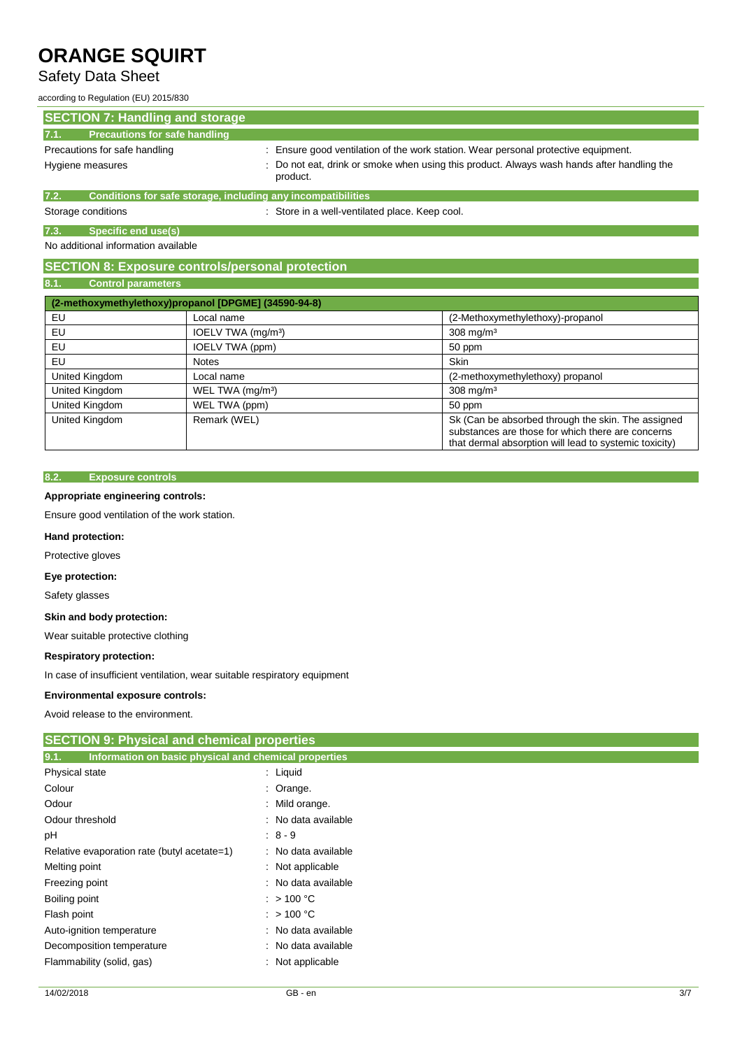# ORANGE SQUIRT

## Safety Data Sheet

according to Regulation (EU) 2015/830

## SECTION 7: Handling and storage

### 7.1. Precautions for safe handling

Precautions for safe handling : Ensure good ventilation of the work station. Wear personal protective equipment.

Hygiene measures : Do not eat, drink or smoke when using this product. Always wash hands after handling the product.

### 7.2. Conditions for safe storage, including any incompatibilities

Storage conditions : Store in a well-ventilated place. Keep cool.

### 7.3. Specific end use(s)

No additional information available

## SECTION 8: Exposure controls/personal protection

### 8.1. Control parameters

| (2-methoxymethylethoxy)propanol [DPGME] (34590-94-8) | | |
|---|---|---|
| EU | Local name | (2-Methoxymethylethoxy)-propanol |
| EU | IOELV TWA (mg/m³) | 308 mg/m³ |
| EU | IOELV TWA (ppm) | 50 ppm |
| EU | Notes | Skin |
| United Kingdom | Local name | (2-methoxymethylethoxy) propanol |
| United Kingdom | WEL TWA (mg/m³) | 308 mg/m³ |
| United Kingdom | WEL TWA (ppm) | 50 ppm |
| United Kingdom | Remark (WEL) | Sk (Can be absorbed through the skin. The assigned substances are those for which there are concerns that dermal absorption will lead to systemic toxicity) |

### 8.2. Exposure controls

**Appropriate engineering controls:**

Ensure good ventilation of the work station.

**Hand protection:**

Protective gloves

**Eye protection:**

Safety glasses

**Skin and body protection:**

Wear suitable protective clothing

**Respiratory protection:**

In case of insufficient ventilation, wear suitable respiratory equipment

**Environmental exposure controls:**

Avoid release to the environment.

## SECTION 9: Physical and chemical properties

### 9.1. Information on basic physical and chemical properties

Physical state : Liquid

Colour : Orange.

Odour : Mild orange.

Odour threshold : No data available

pH : 8 - 9

Relative evaporation rate (butyl acetate=1) : No data available

Melting point : Not applicable

Freezing point : No data available

Boiling point : > 100 °C

Flash point : > 100 °C

Auto-ignition temperature : No data available

Decomposition temperature : No data available

Flammability (solid, gas) : Not applicable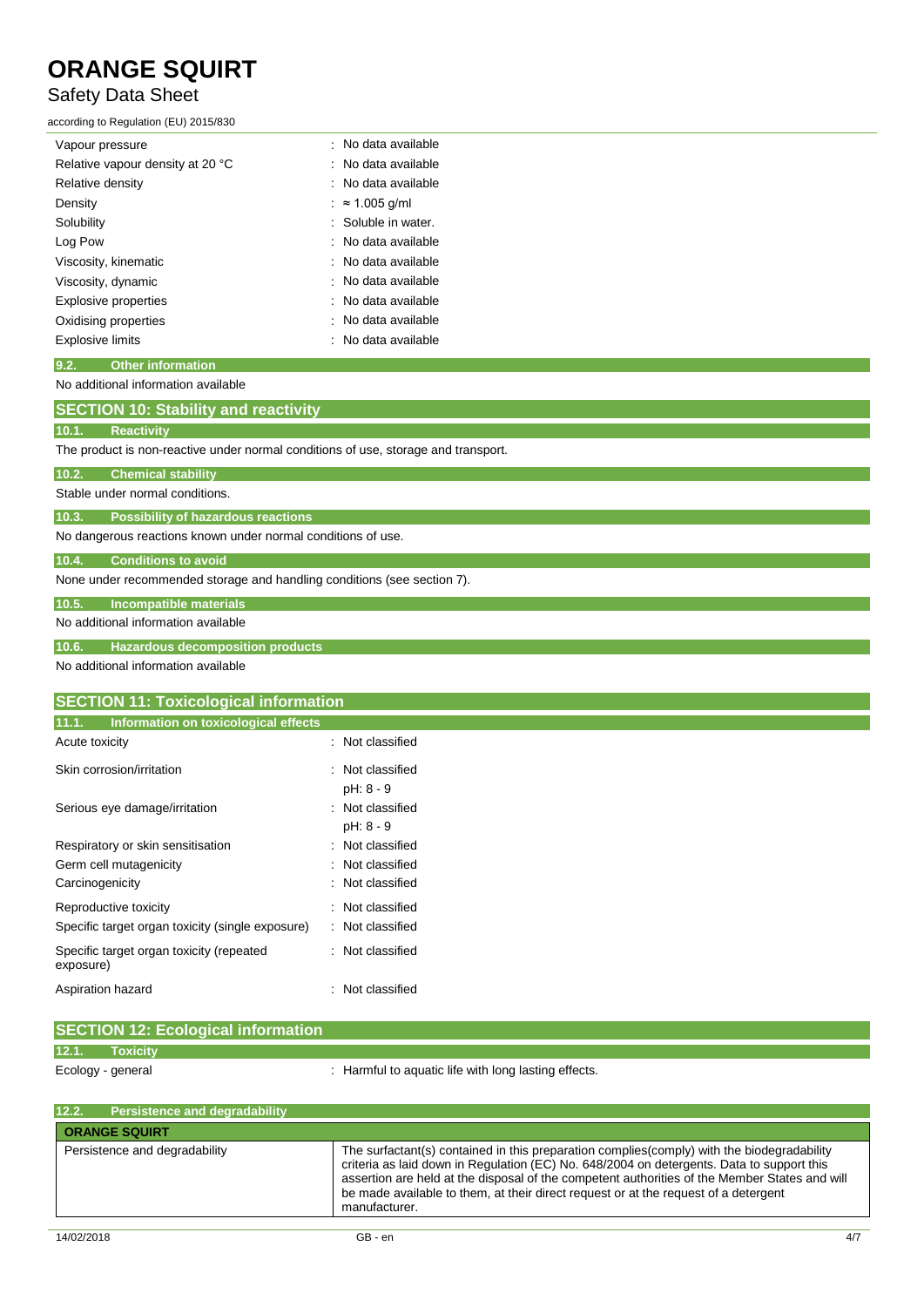| | |
|---|---|
| Vapour pressure | : No data available |
| Relative vapour density at 20 °C | : No data available |
| Relative density | : No data available |
| Density | : ≈ 1.005 g/ml |
| Solubility | : Soluble in water. |
| Log Pow | : No data available |
| Viscosity, kinematic | : No data available |
| Viscosity, dynamic | : No data available |
| Explosive properties | : No data available |
| Oxidising properties | : No data available |
| Explosive limits | : No data available |

### 9.2. Other information

No additional information available

## SECTION 10: Stability and reactivity

### 10.1. Reactivity

The product is non-reactive under normal conditions of use, storage and transport.

### 10.2. Chemical stability

Stable under normal conditions.

### 10.3. Possibility of hazardous reactions

No dangerous reactions known under normal conditions of use.

### 10.4. Conditions to avoid

None under recommended storage and handling conditions (see section 7).

### 10.5. Incompatible materials

No additional information available

### 10.6. Hazardous decomposition products

No additional information available

## SECTION 11: Toxicological information

### 11.1. Information on toxicological effects

| | |
|---|---|
| Acute toxicity | : Not classified |
| Skin corrosion/irritation | : Not classified<br>pH: 8 - 9 |
| Serious eye damage/irritation | : Not classified<br>pH: 8 - 9 |
| Respiratory or skin sensitisation | : Not classified |
| Germ cell mutagenicity | : Not classified |
| Carcinogenicity | : Not classified |
| Reproductive toxicity | : Not classified |
| Specific target organ toxicity (single exposure) | : Not classified |
| Specific target organ toxicity (repeated exposure) | : Not classified |
| Aspiration hazard | : Not classified |

## SECTION 12: Ecological information

### 12.1. Toxicity

Ecology - general : Harmful to aquatic life with long lasting effects.

### 12.2. Persistence and degradability

| ORANGE SQUIRT | |
|---|---|
| Persistence and degradability | The surfactant(s) contained in this preparation complies(comply) with the biodegradability criteria as laid down in Regulation (EC) No. 648/2004 on detergents. Data to support this assertion are held at the disposal of the competent authorities of the Member States and will be made available to them, at their direct request or at the request of a detergent manufacturer. |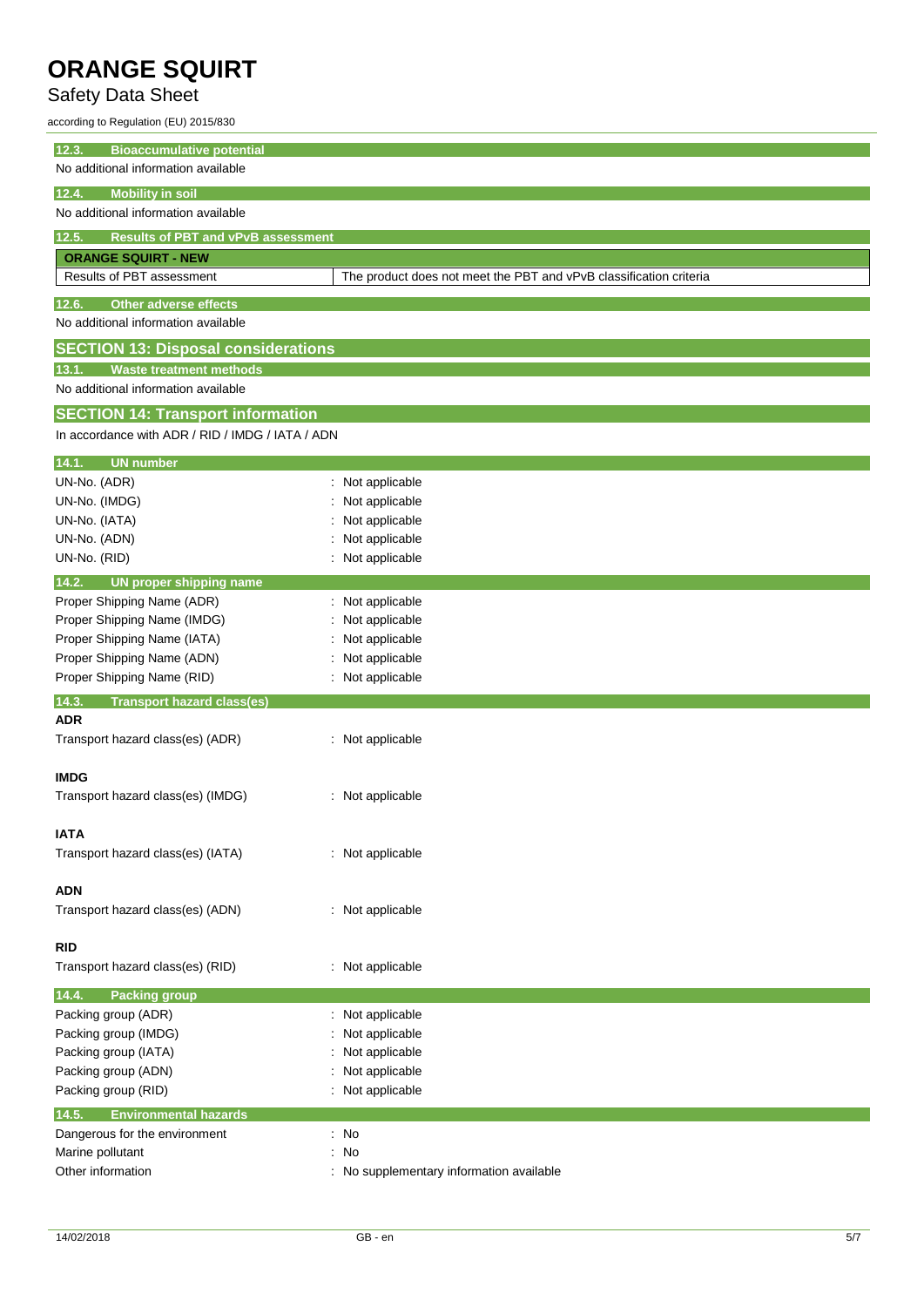### 12.3. Bioaccumulative potential

No additional information available

### 12.4. Mobility in soil

No additional information available

### 12.5. Results of PBT and vPvB assessment

| ORANGE SQUIRT - NEW | |
|---|---|
| Results of PBT assessment | The product does not meet the PBT and vPvB classification criteria |

### 12.6. Other adverse effects

No additional information available

## SECTION 13: Disposal considerations

### 13.1. Waste treatment methods

No additional information available

## SECTION 14: Transport information

In accordance with ADR / RID / IMDG / IATA / ADN

### 14.1. UN number

UN-No. (ADR) : Not applicable
UN-No. (IMDG) : Not applicable
UN-No. (IATA) : Not applicable
UN-No. (ADN) : Not applicable
UN-No. (RID) : Not applicable

### 14.2. UN proper shipping name

Proper Shipping Name (ADR) : Not applicable
Proper Shipping Name (IMDG) : Not applicable
Proper Shipping Name (IATA) : Not applicable
Proper Shipping Name (ADN) : Not applicable
Proper Shipping Name (RID) : Not applicable

### 14.3. Transport hazard class(es)

**ADR**

Transport hazard class(es) (ADR) : Not applicable

**IMDG**

Transport hazard class(es) (IMDG) : Not applicable

**IATA**

Transport hazard class(es) (IATA) : Not applicable

**ADN**

Transport hazard class(es) (ADN) : Not applicable

**RID**

Transport hazard class(es) (RID) : Not applicable

### 14.4. Packing group

Packing group (ADR) : Not applicable
Packing group (IMDG) : Not applicable
Packing group (IATA) : Not applicable
Packing group (ADN) : Not applicable
Packing group (RID) : Not applicable

### 14.5. Environmental hazards

Dangerous for the environment : No
Marine pollutant : No
Other information : No supplementary information available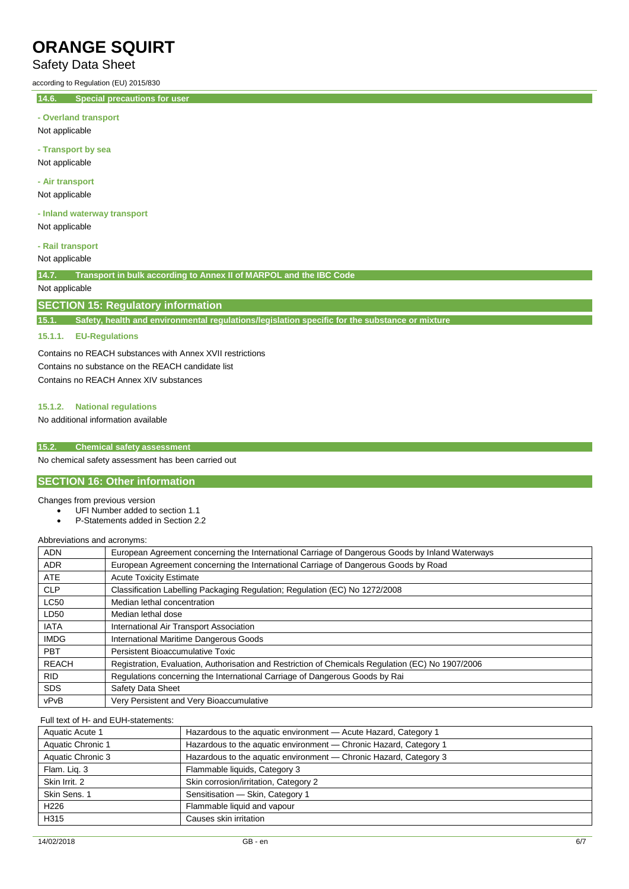### 14.6. Special precautions for user

**- Overland transport**

Not applicable

**- Transport by sea**

Not applicable

**- Air transport**

Not applicable

**- Inland waterway transport**

Not applicable

**- Rail transport**

Not applicable

### 14.7. Transport in bulk according to Annex II of MARPOL and the IBC Code

Not applicable

## SECTION 15: Regulatory information

### 15.1. Safety, health and environmental regulations/legislation specific for the substance or mixture

#### 15.1.1. EU-Regulations

Contains no REACH substances with Annex XVII restrictions

Contains no substance on the REACH candidate list

Contains no REACH Annex XIV substances

#### 15.1.2. National regulations

No additional information available

### 15.2. Chemical safety assessment

No chemical safety assessment has been carried out

## SECTION 16: Other information

Changes from previous version

- UFI Number added to section 1.1
- P-Statements added in Section 2.2

Abbreviations and acronyms:

| | |
|---|---|
| ADN | European Agreement concerning the International Carriage of Dangerous Goods by Inland Waterways |
| ADR | European Agreement concerning the International Carriage of Dangerous Goods by Road |
| ATE | Acute Toxicity Estimate |
| CLP | Classification Labelling Packaging Regulation; Regulation (EC) No 1272/2008 |
| LC50 | Median lethal concentration |
| LD50 | Median lethal dose |
| IATA | International Air Transport Association |
| IMDG | International Maritime Dangerous Goods |
| PBT | Persistent Bioaccumulative Toxic |
| REACH | Registration, Evaluation, Authorisation and Restriction of Chemicals Regulation (EC) No 1907/2006 |
| RID | Regulations concerning the International Carriage of Dangerous Goods by Rai |
| SDS | Safety Data Sheet |
| vPvB | Very Persistent and Very Bioaccumulative |

Full text of H- and EUH-statements:

| | |
|---|---|
| Aquatic Acute 1 | Hazardous to the aquatic environment — Acute Hazard, Category 1 |
| Aquatic Chronic 1 | Hazardous to the aquatic environment — Chronic Hazard, Category 1 |
| Aquatic Chronic 3 | Hazardous to the aquatic environment — Chronic Hazard, Category 3 |
| Flam. Liq. 3 | Flammable liquids, Category 3 |
| Skin Irrit. 2 | Skin corrosion/irritation, Category 2 |
| Skin Sens. 1 | Sensitisation — Skin, Category 1 |
| H226 | Flammable liquid and vapour |
| H315 | Causes skin irritation |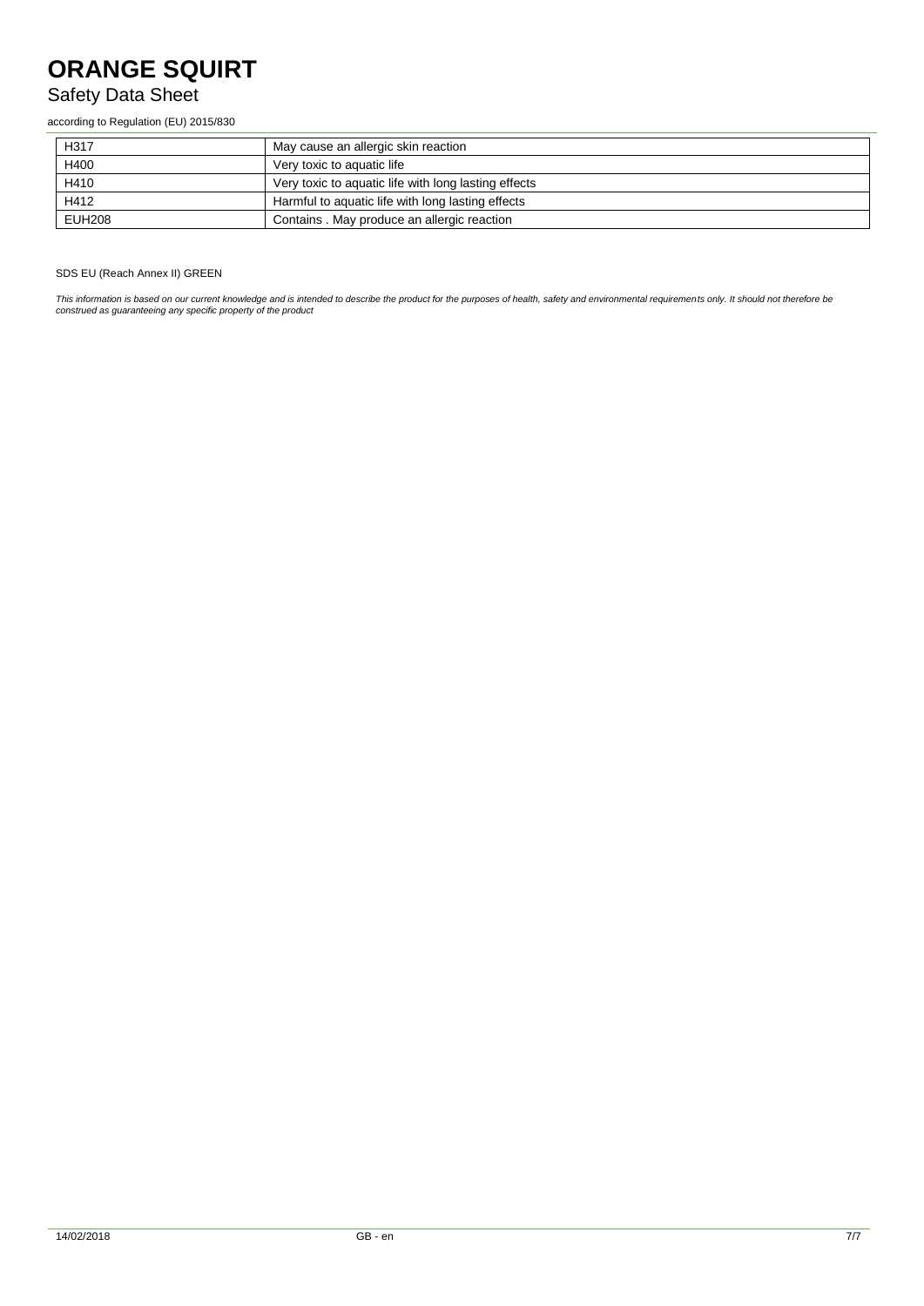| | |
|---|---|
| H317 | May cause an allergic skin reaction |
| H400 | Very toxic to aquatic life |
| H410 | Very toxic to aquatic life with long lasting effects |
| H412 | Harmful to aquatic life with long lasting effects |
| EUH208 | Contains . May produce an allergic reaction |

SDS EU (Reach Annex II) GREEN

*This information is based on our current knowledge and is intended to describe the product for the purposes of health, safety and environmental requirements only. It should not therefore be construed as guaranteeing any specific property of the product*